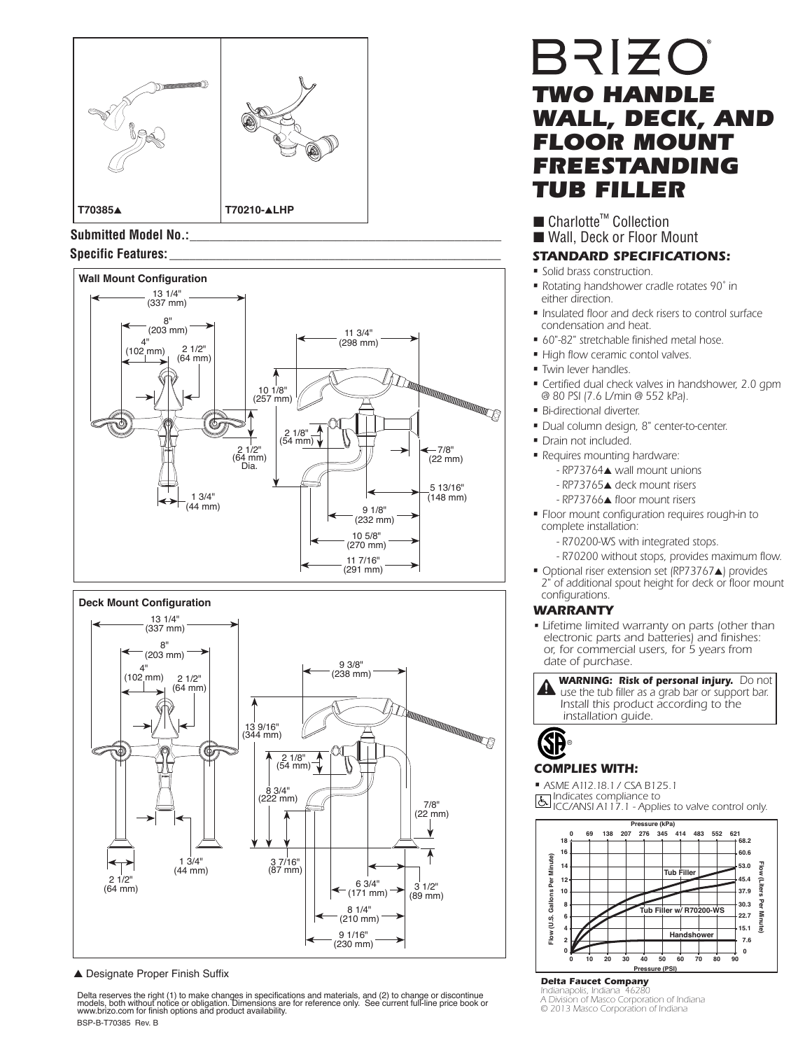# BRIZO

# TWO HANDLE WALL, DECK, AND FLOOR MOUNT FREESTANDING TUB FILLER

T70385▲

T70210-▲LHP

**Submitted Model No.:**\_\_\_\_\_\_\_\_\_\_\_\_\_\_\_\_\_\_\_\_\_\_\_\_\_\_\_\_\_\_\_\_\_\_\_\_\_\_\_\_

**Specific Features:**\_\_\_\_\_\_\_\_\_\_\_\_\_\_\_\_\_\_\_\_\_\_\_\_\_\_\_\_\_\_\_\_\_\_\_\_\_\_\_\_

**Wall Mount Configuration**

13 1/4" (337 mm); 8" (203 mm); 4" (102 mm); 2 1/2" (64 mm); 11 3/4" (298 mm); 10 1/8" (257 mm); 2 1/8" (54 mm); 2 1/2" (64 mm) Dia.; 7/8" (22 mm); 1 3/4" (44 mm); 5 13/16" (148 mm); 9 1/8" (232 mm); 10 5/8" (270 mm); 11 7/16" (291 mm)

**Deck Mount Configuration**

13 1/4" (337 mm); 8" (203 mm); 4" (102 mm); 2 1/2" (64 mm); 9 3/8" (238 mm); 13 9/16" (344 mm); 2 1/8" (54 mm); 8 3/4" (222 mm); 7/8" (22 mm); 1 3/4" (44 mm); 3 7/16" (87 mm); 2 1/2" (64 mm); 6 3/4" (171 mm); 3 1/2" (89 mm); 8 1/4" (210 mm); 9 1/16" (230 mm)

▲ Designate Proper Finish Suffix

Delta reserves the right (1) to make changes in specifications and materials, and (2) to change or discontinue models, both without notice or obligation. Dimensions are for reference only. See current full-line price book or www.brizo.com for finish options and product availability.

BSP-B-T70385 Rev. B

- Charlotte™ Collection
- Wall, Deck or Floor Mount

### STANDARD SPECIFICATIONS:

- Solid brass construction.
- Rotating handshower cradle rotates 90˚ in either direction.
- Insulated floor and deck risers to control surface condensation and heat.
- 60"-82" stretchable finished metal hose.
- High flow ceramic contol valves.
- Twin lever handles.
- Certified dual check valves in handshower, 2.0 gpm @ 80 PSI (7.6 L/min @ 552 kPa).
- Bi-directional diverter.
- Dual column design, 8" center-to-center.
- Drain not included.
- Requires mounting hardware:
  - RP73764▲ wall mount unions
  - RP73765▲ deck mount risers
  - RP73766▲ floor mount risers
- Floor mount configuration requires rough-in to complete installation:
  - R70200-WS with integrated stops.
  - R70200 without stops, provides maximum flow.
- Optional riser extension set (RP73767▲) provides 2" of additional spout height for deck or floor mount configurations.

### WARRANTY

- Lifetime limited warranty on parts (other than electronic parts and batteries) and finishes: or, for commercial users, for 5 years from date of purchase.

**WARNING: Risk of personal injury.** Do not use the tub filler as a grab bar or support bar. Install this product according to the installation guide.

### COMPLIES WITH:

- ASME A112.18.1 / CSA B125.1
- Indicates compliance to ICC/ANSI A117.1 - Applies to valve control only.

Pressure (kPa): 0, 69, 138, 207, 276, 345, 414, 483, 552, 621

Flow (U.S. Gallons Per Minute): 0, 2, 4, 6, 8, 10, 12, 14, 16, 18

Flow (Liters Per Minute): 0, 7.6, 15.1, 22.7, 30.3, 37.9, 45.4, 53.0, 60.6, 68.2

Tub Filler; Tub Filler w/ R70200-WS; Handshower

Pressure (PSI): 0, 10, 20, 30, 40, 50, 60, 70, 80, 90

**Delta Faucet Company**
Indianapolis, Indiana 46280
A Division of Masco Corporation of Indiana
© 2013 Masco Corporation of Indiana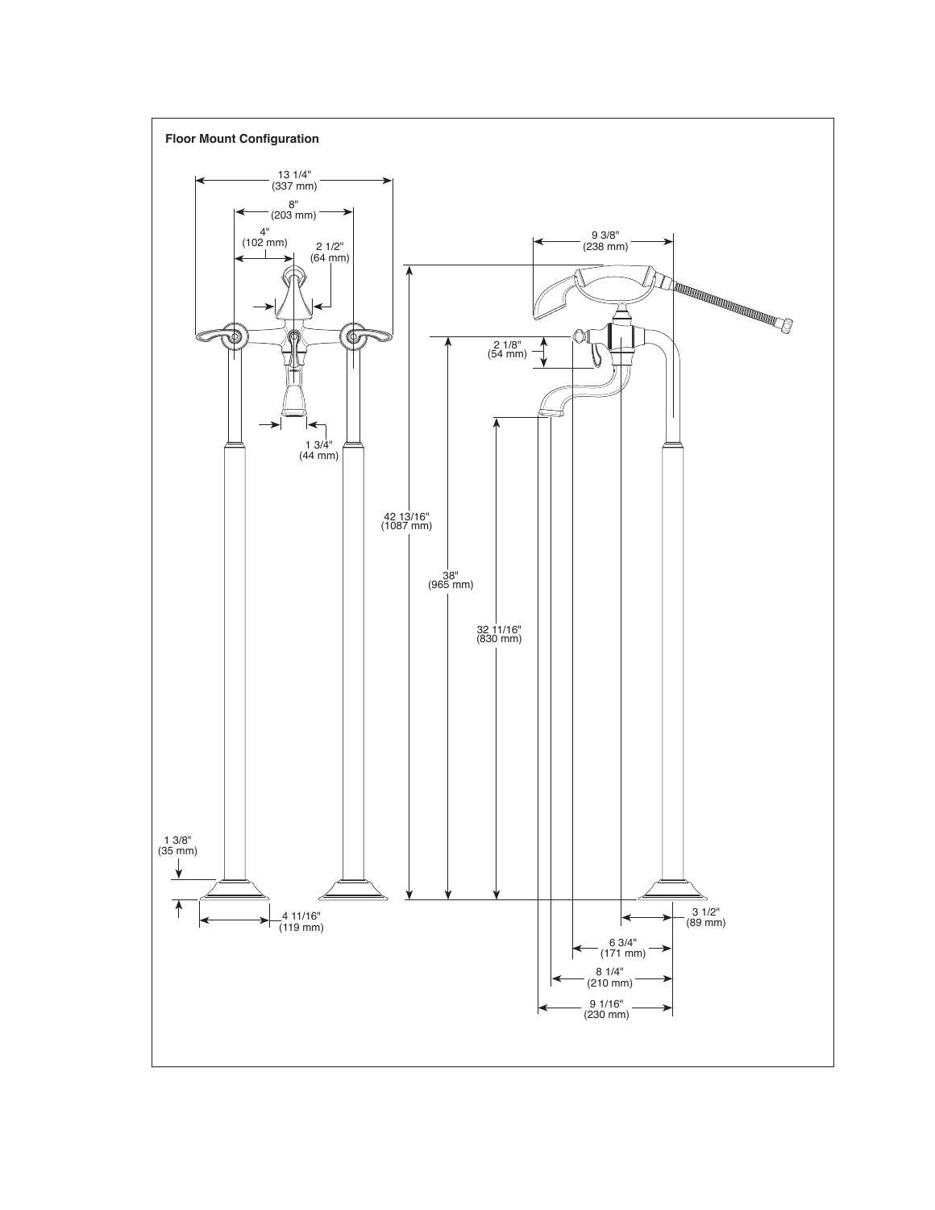**Floor Mount Configuration**

13 1/4"
(337 mm)

8"
(203 mm)

4"
(102 mm)

2 1/2"
(64 mm)

1 3/4"
(44 mm)

1 3/8"
(35 mm)

4 11/16"
(119 mm)

9 3/8"
(238 mm)

2 1/8"
(54 mm)

42 13/16"
(1087 mm)

38"
(965 mm)

32 11/16"
(830 mm)

3 1/2"
(89 mm)

6 3/4"
(171 mm)

8 1/4"
(210 mm)

9 1/16"
(230 mm)